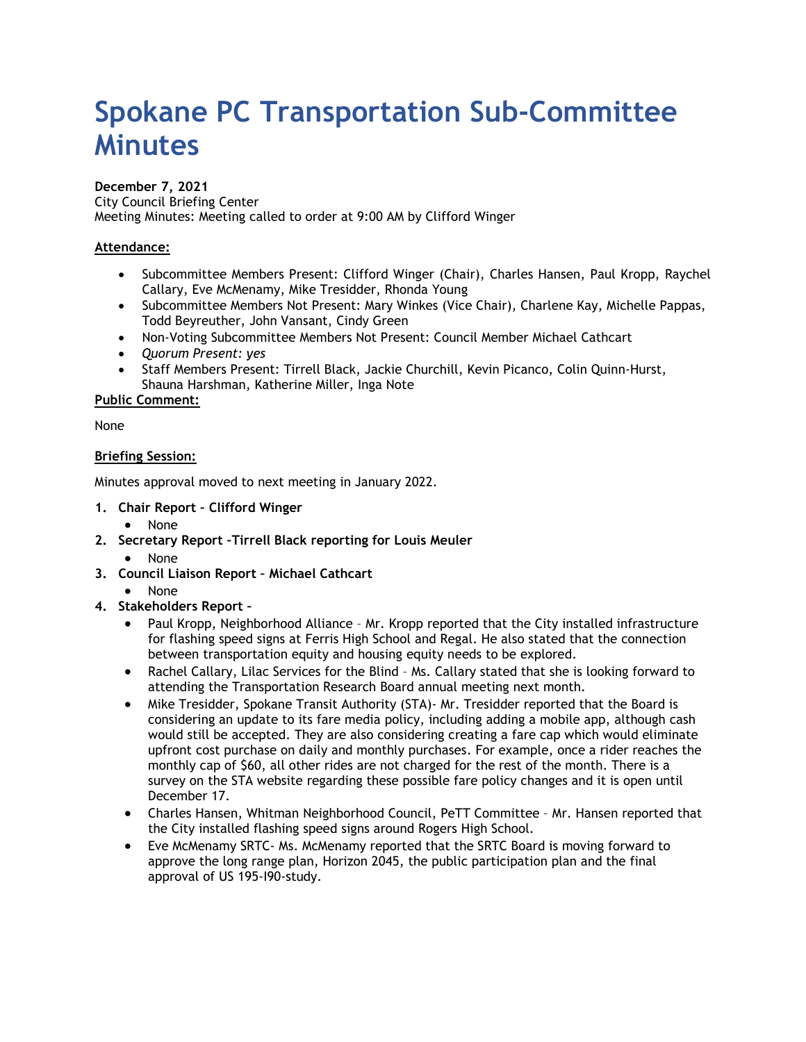# Spokane PC Transportation Sub-Committee Minutes

**December 7, 2021**
City Council Briefing Center
Meeting Minutes: Meeting called to order at 9:00 AM by Clifford Winger

**Attendance:**

- Subcommittee Members Present: Clifford Winger (Chair), Charles Hansen, Paul Kropp, Raychel Callary, Eve McMenamy, Mike Tresidder, Rhonda Young
- Subcommittee Members Not Present: Mary Winkes (Vice Chair), Charlene Kay, Michelle Pappas, Todd Beyreuther, John Vansant, Cindy Green
- Non-Voting Subcommittee Members Not Present: Council Member Michael Cathcart
- *Quorum Present: yes*
- Staff Members Present: Tirrell Black, Jackie Churchill, Kevin Picanco, Colin Quinn-Hurst, Shauna Harshman, Katherine Miller, Inga Note

**Public Comment:**

None

**Briefing Session:**

Minutes approval moved to next meeting in January 2022.

1. **Chair Report – Clifford Winger**
   - None
2. **Secretary Report –Tirrell Black reporting for Louis Meuler**
   - None
3. **Council Liaison Report – Michael Cathcart**
   - None
4. **Stakeholders Report –**
   - Paul Kropp, Neighborhood Alliance – Mr. Kropp reported that the City installed infrastructure for flashing speed signs at Ferris High School and Regal. He also stated that the connection between transportation equity and housing equity needs to be explored.
   - Rachel Callary, Lilac Services for the Blind – Ms. Callary stated that she is looking forward to attending the Transportation Research Board annual meeting next month.
   - Mike Tresidder, Spokane Transit Authority (STA)- Mr. Tresidder reported that the Board is considering an update to its fare media policy, including adding a mobile app, although cash would still be accepted. They are also considering creating a fare cap which would eliminate upfront cost purchase on daily and monthly purchases. For example, once a rider reaches the monthly cap of $60, all other rides are not charged for the rest of the month. There is a survey on the STA website regarding these possible fare policy changes and it is open until December 17.
   - Charles Hansen, Whitman Neighborhood Council, PeTT Committee – Mr. Hansen reported that the City installed flashing speed signs around Rogers High School.
   - Eve McMenamy SRTC- Ms. McMenamy reported that the SRTC Board is moving forward to approve the long range plan, Horizon 2045, the public participation plan and the final approval of US 195-I90-study.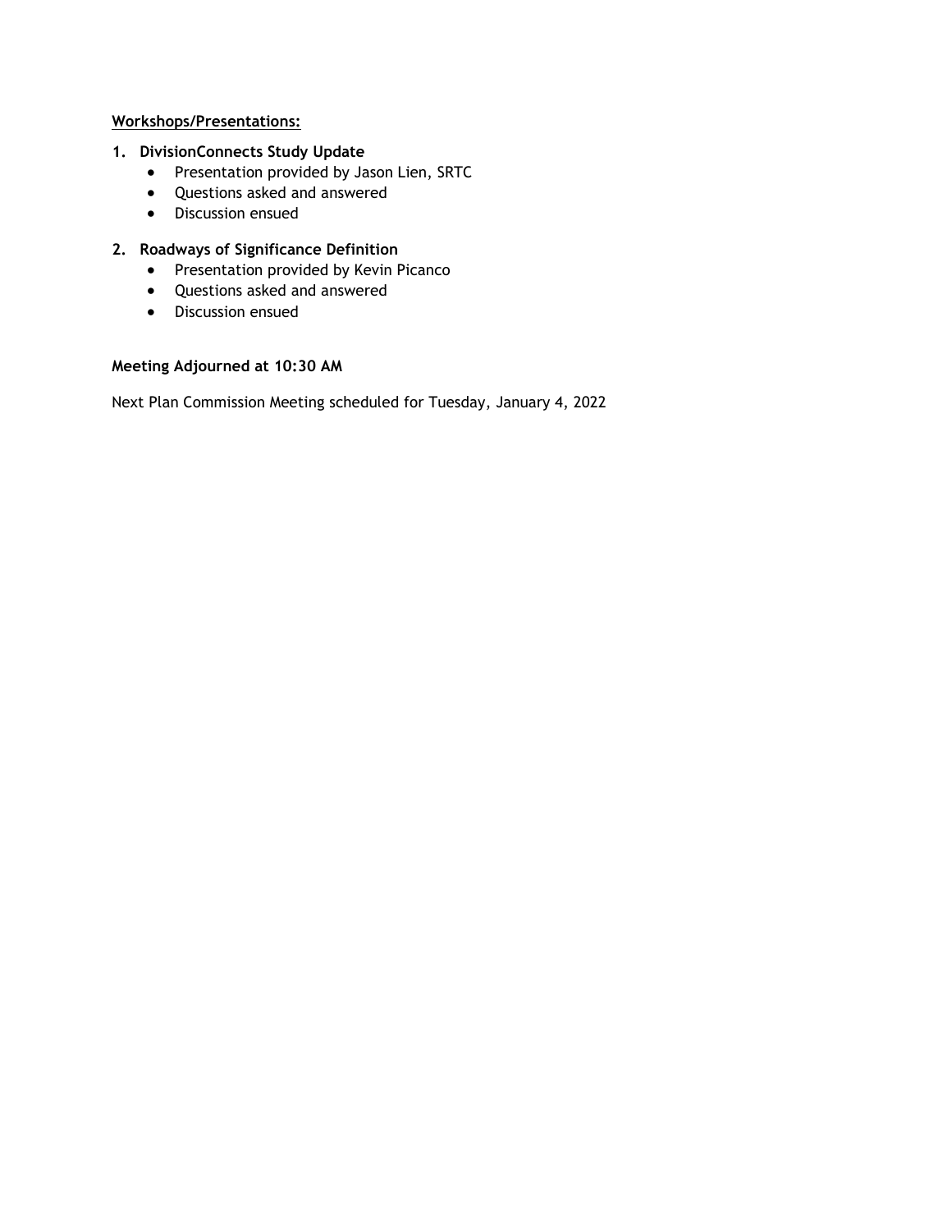**Workshops/Presentations:**

1. **DivisionConnects Study Update**
    - Presentation provided by Jason Lien, SRTC
    - Questions asked and answered
    - Discussion ensued

2. **Roadways of Significance Definition**
    - Presentation provided by Kevin Picanco
    - Questions asked and answered
    - Discussion ensued

**Meeting Adjourned at 10:30 AM**

Next Plan Commission Meeting scheduled for Tuesday, January 4, 2022